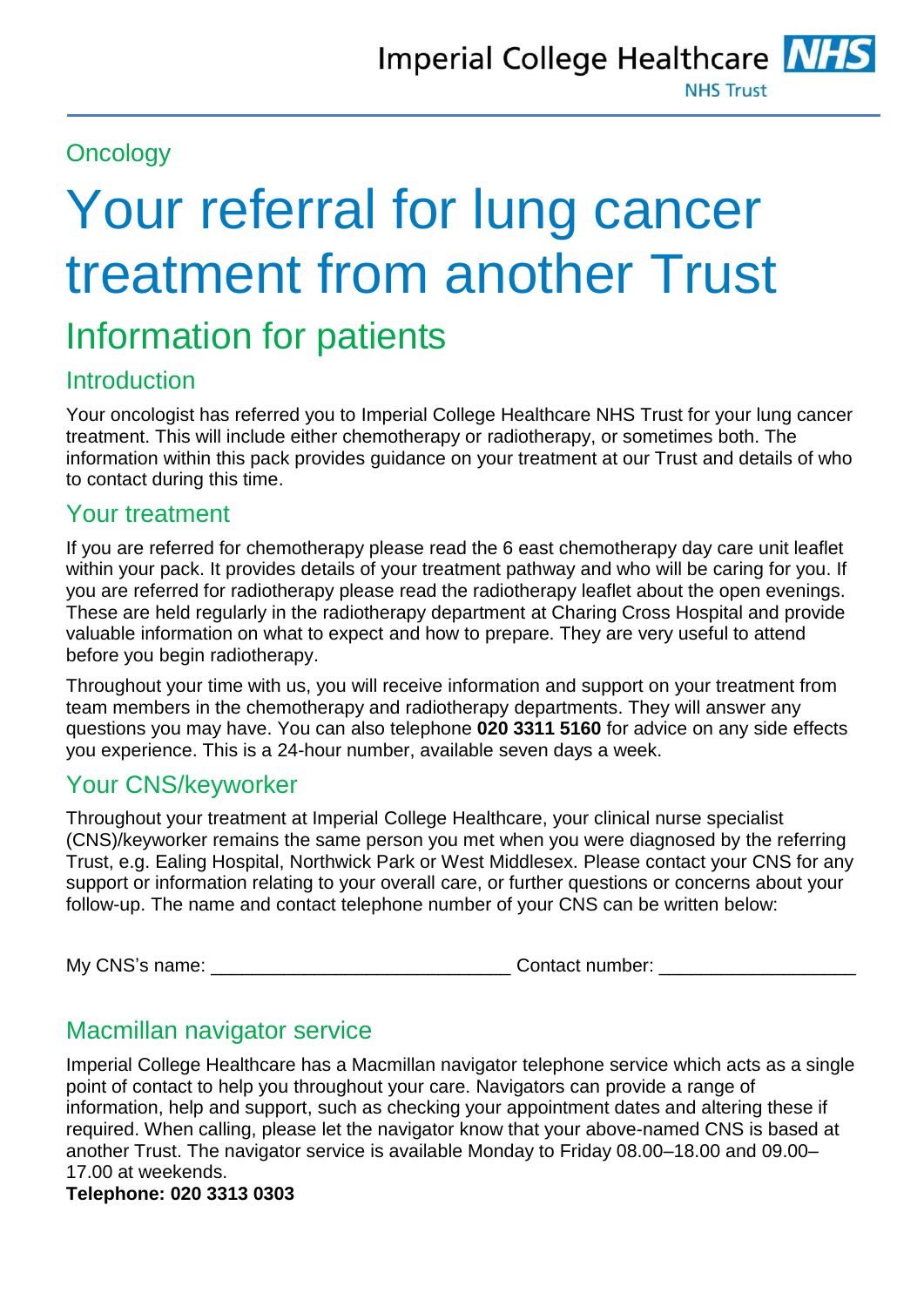Oncology

# Your referral for lung cancer treatment from another Trust

## Information for patients

### Introduction

Your oncologist has referred you to Imperial College Healthcare NHS Trust for your lung cancer treatment. This will include either chemotherapy or radiotherapy, or sometimes both. The information within this pack provides guidance on your treatment at our Trust and details of who to contact during this time.

### Your treatment

If you are referred for chemotherapy please read the 6 east chemotherapy day care unit leaflet within your pack. It provides details of your treatment pathway and who will be caring for you. If you are referred for radiotherapy please read the radiotherapy leaflet about the open evenings. These are held regularly in the radiotherapy department at Charing Cross Hospital and provide valuable information on what to expect and how to prepare. They are very useful to attend before you begin radiotherapy.

Throughout your time with us, you will receive information and support on your treatment from team members in the chemotherapy and radiotherapy departments. They will answer any questions you may have. You can also telephone **020 3311 5160** for advice on any side effects you experience. This is a 24-hour number, available seven days a week.

### Your CNS/keyworker

Throughout your treatment at Imperial College Healthcare, your clinical nurse specialist (CNS)/keyworker remains the same person you met when you were diagnosed by the referring Trust, e.g. Ealing Hospital, Northwick Park or West Middlesex. Please contact your CNS for any support or information relating to your overall care, or further questions or concerns about your follow-up. The name and contact telephone number of your CNS can be written below:

My CNS's name: _____________________________ Contact number: ___________________

### Macmillan navigator service

Imperial College Healthcare has a Macmillan navigator telephone service which acts as a single point of contact to help you throughout your care. Navigators can provide a range of information, help and support, such as checking your appointment dates and altering these if required. When calling, please let the navigator know that your above-named CNS is based at another Trust. The navigator service is available Monday to Friday 08.00–18.00 and 09.00–17.00 at weekends.

**Telephone: 020 3313 0303**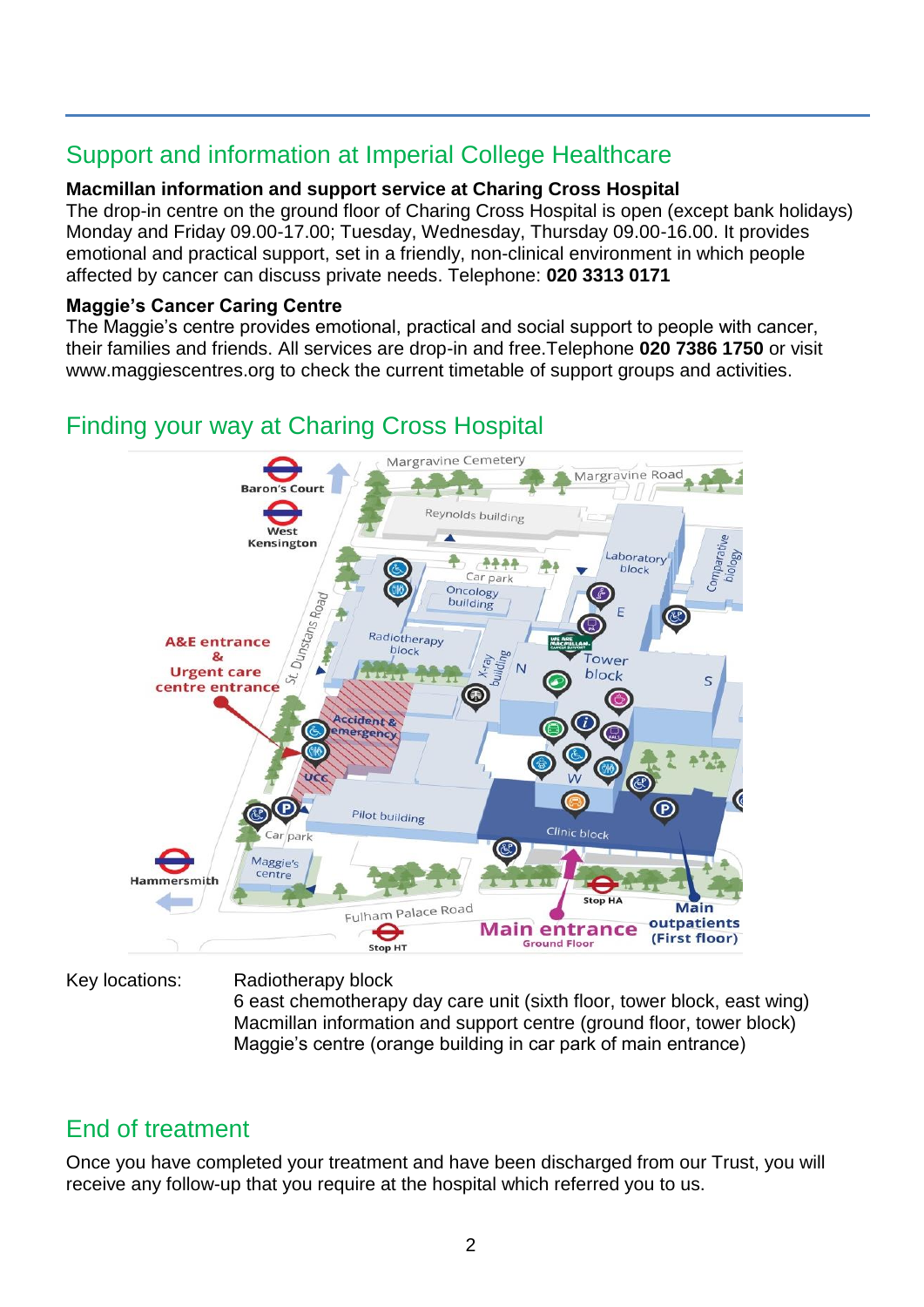## Support and information at Imperial College Healthcare

**Macmillan information and support service at Charing Cross Hospital**

The drop-in centre on the ground floor of Charing Cross Hospital is open (except bank holidays) Monday and Friday 09.00-17.00; Tuesday, Wednesday, Thursday 09.00-16.00. It provides emotional and practical support, set in a friendly, non-clinical environment in which people affected by cancer can discuss private needs. Telephone: **020 3313 0171**

**Maggie's Cancer Caring Centre**

The Maggie's centre provides emotional, practical and social support to people with cancer, their families and friends. All services are drop-in and free.Telephone **020 7386 1750** or visit www.maggiescentres.org to check the current timetable of support groups and activities.

## Finding your way at Charing Cross Hospital

Margravine Cemetery
Margravine Road
Baron's Court
West Kensington
Reynolds building
Laboratory block
Comparative biology
Car park
Oncology building
E
St. Dunstans Road
A&E entrance & Urgent care centre entrance
Radiotherapy block
X-ray building
N
Tower block
S
Accident & emergency
UCC
W
Pilot building
Clinic block
Car park
Maggie's centre
Hammersmith
Fulham Palace Road
Stop HT
Stop HA
Main entrance
Ground Floor
Main outpatients (First floor)

Key locations:

- Radiotherapy block
- 6 east chemotherapy day care unit (sixth floor, tower block, east wing)
- Macmillan information and support centre (ground floor, tower block)
- Maggie's centre (orange building in car park of main entrance)

## End of treatment

Once you have completed your treatment and have been discharged from our Trust, you will receive any follow-up that you require at the hospital which referred you to us.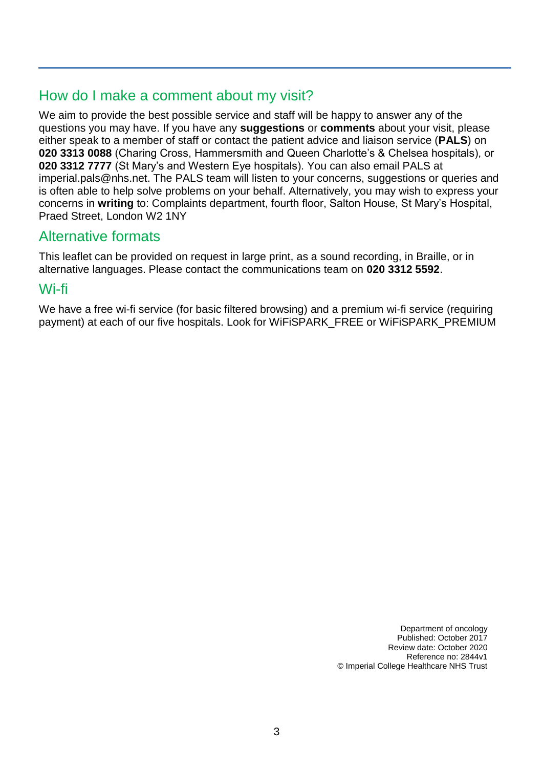## How do I make a comment about my visit?

We aim to provide the best possible service and staff will be happy to answer any of the questions you may have. If you have any **suggestions** or **comments** about your visit, please either speak to a member of staff or contact the patient advice and liaison service (**PALS**) on **020 3313 0088** (Charing Cross, Hammersmith and Queen Charlotte's & Chelsea hospitals), or **020 3312 7777** (St Mary's and Western Eye hospitals). You can also email PALS at imperial.pals@nhs.net. The PALS team will listen to your concerns, suggestions or queries and is often able to help solve problems on your behalf. Alternatively, you may wish to express your concerns in **writing** to: Complaints department, fourth floor, Salton House, St Mary's Hospital, Praed Street, London W2 1NY

## Alternative formats

This leaflet can be provided on request in large print, as a sound recording, in Braille, or in alternative languages. Please contact the communications team on **020 3312 5592**.

## Wi-fi

We have a free wi-fi service (for basic filtered browsing) and a premium wi-fi service (requiring payment) at each of our five hospitals. Look for WiFiSPARK_FREE or WiFiSPARK_PREMIUM

Department of oncology
Published: October 2017
Review date: October 2020
Reference no: 2844v1
© Imperial College Healthcare NHS Trust